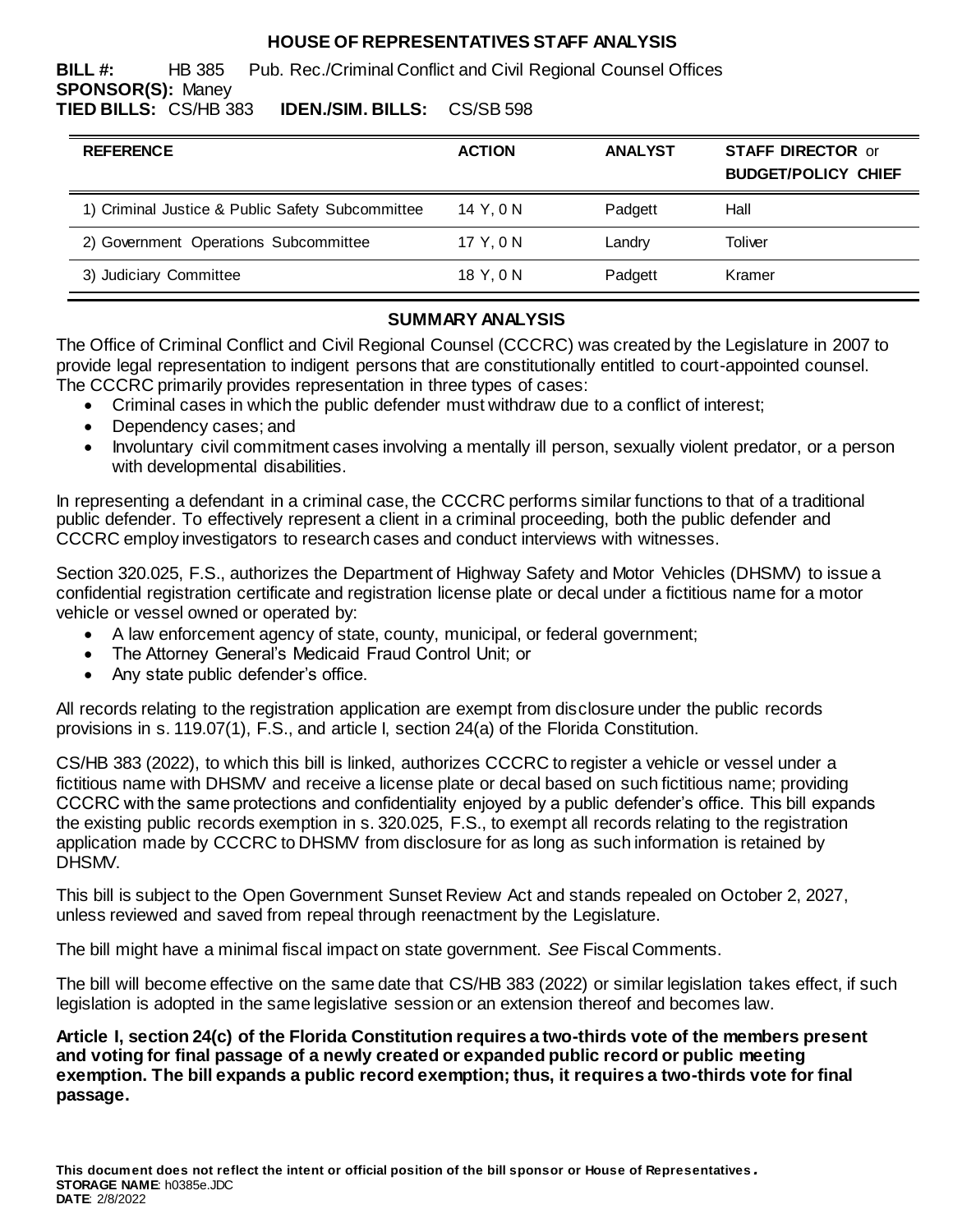# HOUSE OF REPRESENTATIVES STAFF ANALYSIS

**BILL #:** HB 385 Pub. Rec./Criminal Conflict and Civil Regional Counsel Offices
**SPONSOR(S):** Maney
**TIED BILLS:** CS/HB 383 **IDEN./SIM. BILLS:** CS/SB 598

| REFERENCE | ACTION | ANALYST | STAFF DIRECTOR or BUDGET/POLICY CHIEF |
| --- | --- | --- | --- |
| 1) Criminal Justice & Public Safety Subcommittee | 14 Y, 0 N | Padgett | Hall |
| 2) Government Operations Subcommittee | 17 Y, 0 N | Landry | Toliver |
| 3) Judiciary Committee | 18 Y, 0 N | Padgett | Kramer |

## SUMMARY ANALYSIS

The Office of Criminal Conflict and Civil Regional Counsel (CCCRC) was created by the Legislature in 2007 to provide legal representation to indigent persons that are constitutionally entitled to court-appointed counsel. The CCCRC primarily provides representation in three types of cases:

- Criminal cases in which the public defender must withdraw due to a conflict of interest;
- Dependency cases; and
- Involuntary civil commitment cases involving a mentally ill person, sexually violent predator, or a person with developmental disabilities.

In representing a defendant in a criminal case, the CCCRC performs similar functions to that of a traditional public defender. To effectively represent a client in a criminal proceeding, both the public defender and CCCRC employ investigators to research cases and conduct interviews with witnesses.

Section 320.025, F.S., authorizes the Department of Highway Safety and Motor Vehicles (DHSMV) to issue a confidential registration certificate and registration license plate or decal under a fictitious name for a motor vehicle or vessel owned or operated by:

- A law enforcement agency of state, county, municipal, or federal government;
- The Attorney General's Medicaid Fraud Control Unit; or
- Any state public defender's office.

All records relating to the registration application are exempt from disclosure under the public records provisions in s. 119.07(1), F.S., and article I, section 24(a) of the Florida Constitution.

CS/HB 383 (2022), to which this bill is linked, authorizes CCCRC to register a vehicle or vessel under a fictitious name with DHSMV and receive a license plate or decal based on such fictitious name; providing CCCRC with the same protections and confidentiality enjoyed by a public defender's office. This bill expands the existing public records exemption in s. 320.025, F.S., to exempt all records relating to the registration application made by CCCRC to DHSMV from disclosure for as long as such information is retained by DHSMV.

This bill is subject to the Open Government Sunset Review Act and stands repealed on October 2, 2027, unless reviewed and saved from repeal through reenactment by the Legislature.

The bill might have a minimal fiscal impact on state government. *See* Fiscal Comments.

The bill will become effective on the same date that CS/HB 383 (2022) or similar legislation takes effect, if such legislation is adopted in the same legislative session or an extension thereof and becomes law.

**Article I, section 24(c) of the Florida Constitution requires a two-thirds vote of the members present and voting for final passage of a newly created or expanded public record or public meeting exemption. The bill expands a public record exemption; thus, it requires a two-thirds vote for final passage.**

**This document does not reflect the intent or official position of the bill sponsor or House of Representatives.**
**STORAGE NAME**: h0385e.JDC
**DATE**: 2/8/2022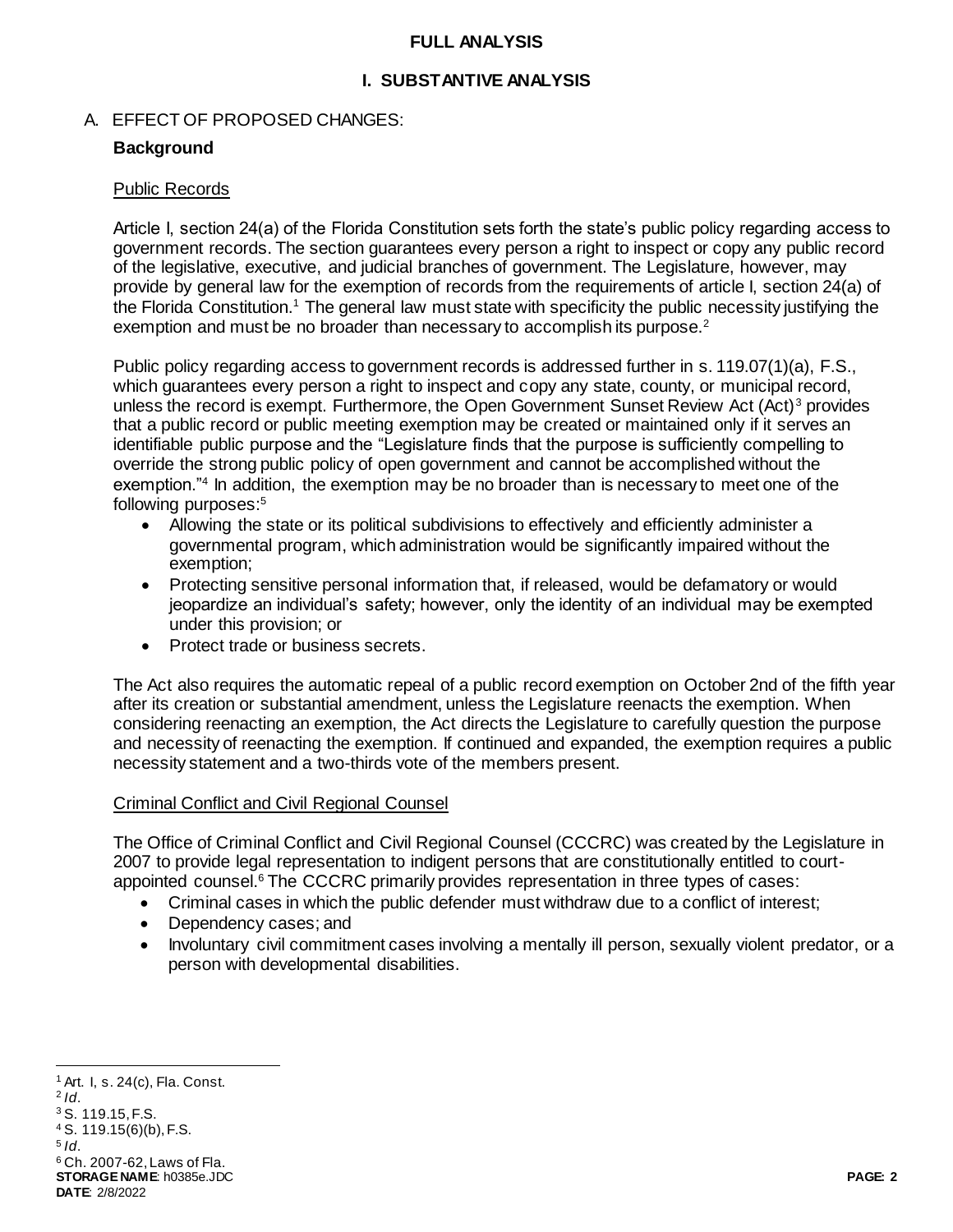# FULL ANALYSIS

## I. SUBSTANTIVE ANALYSIS

A. EFFECT OF PROPOSED CHANGES:

**Background**

Public Records

Article I, section 24(a) of the Florida Constitution sets forth the state's public policy regarding access to government records. The section guarantees every person a right to inspect or copy any public record of the legislative, executive, and judicial branches of government. The Legislature, however, may provide by general law for the exemption of records from the requirements of article I, section 24(a) of the Florida Constitution.[1] The general law must state with specificity the public necessity justifying the exemption and must be no broader than necessary to accomplish its purpose.[2]

Public policy regarding access to government records is addressed further in s. 119.07(1)(a), F.S., which guarantees every person a right to inspect and copy any state, county, or municipal record, unless the record is exempt. Furthermore, the Open Government Sunset Review Act (Act)[3] provides that a public record or public meeting exemption may be created or maintained only if it serves an identifiable public purpose and the "Legislature finds that the purpose is sufficiently compelling to override the strong public policy of open government and cannot be accomplished without the exemption."[4] In addition, the exemption may be no broader than is necessary to meet one of the following purposes:[5]

- Allowing the state or its political subdivisions to effectively and efficiently administer a governmental program, which administration would be significantly impaired without the exemption;
- Protecting sensitive personal information that, if released, would be defamatory or would jeopardize an individual's safety; however, only the identity of an individual may be exempted under this provision; or
- Protect trade or business secrets.

The Act also requires the automatic repeal of a public record exemption on October 2nd of the fifth year after its creation or substantial amendment, unless the Legislature reenacts the exemption. When considering reenacting an exemption, the Act directs the Legislature to carefully question the purpose and necessity of reenacting the exemption. If continued and expanded, the exemption requires a public necessity statement and a two-thirds vote of the members present.

Criminal Conflict and Civil Regional Counsel

The Office of Criminal Conflict and Civil Regional Counsel (CCCRC) was created by the Legislature in 2007 to provide legal representation to indigent persons that are constitutionally entitled to court-appointed counsel.[6] The CCCRC primarily provides representation in three types of cases:

- Criminal cases in which the public defender must withdraw due to a conflict of interest;
- Dependency cases; and
- Involuntary civil commitment cases involving a mentally ill person, sexually violent predator, or a person with developmental disabilities.

---

[1] Art. I, s. 24(c), Fla. Const.
[2] *Id.*
[3] S. 119.15, F.S.
[4] S. 119.15(6)(b), F.S.
[5] *Id.*
[6] Ch. 2007-62, Laws of Fla.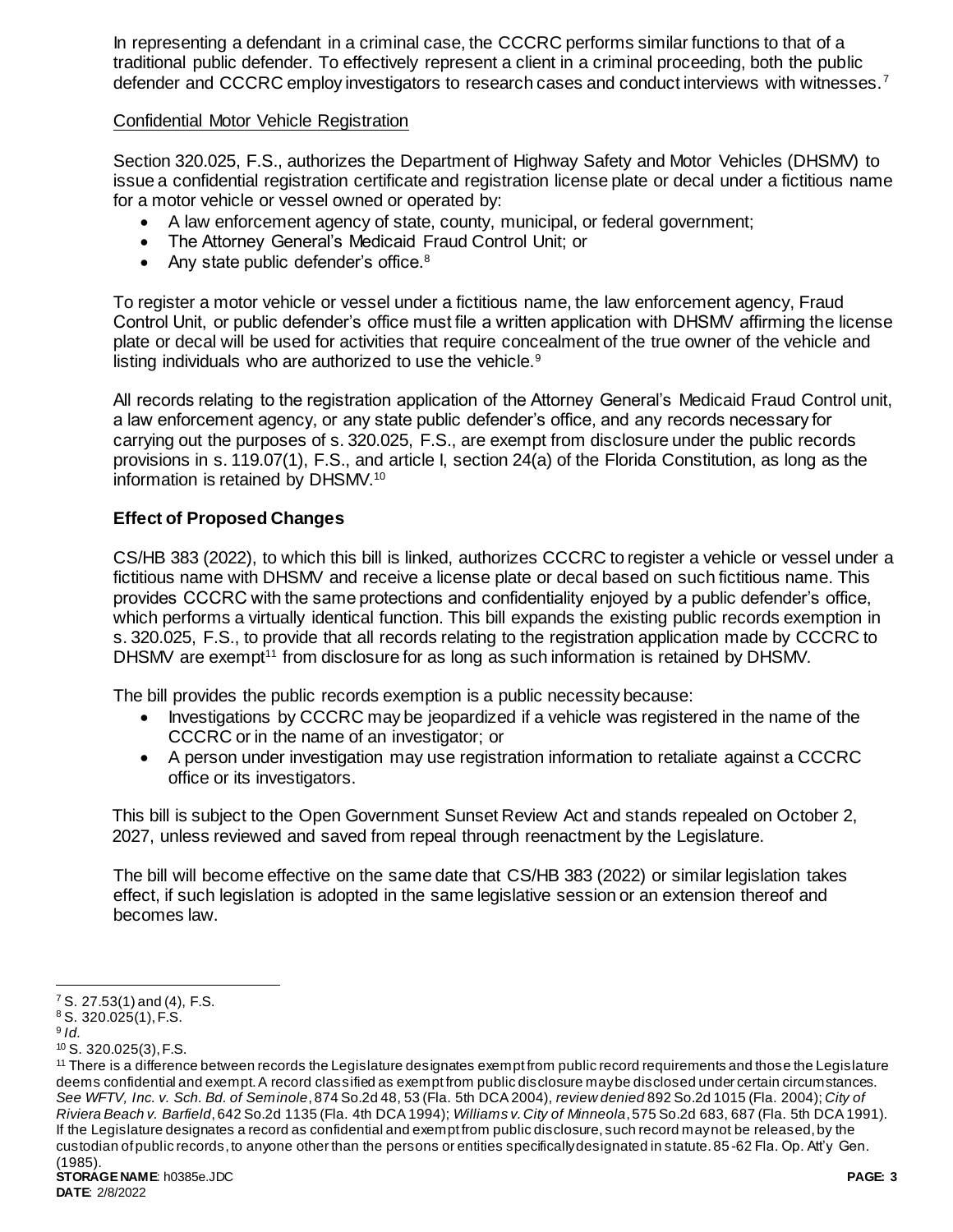In representing a defendant in a criminal case, the CCCRC performs similar functions to that of a traditional public defender. To effectively represent a client in a criminal proceeding, both the public defender and CCCRC employ investigators to research cases and conduct interviews with witnesses.[7]

Confidential Motor Vehicle Registration

Section 320.025, F.S., authorizes the Department of Highway Safety and Motor Vehicles (DHSMV) to issue a confidential registration certificate and registration license plate or decal under a fictitious name for a motor vehicle or vessel owned or operated by:

- A law enforcement agency of state, county, municipal, or federal government;
- The Attorney General's Medicaid Fraud Control Unit; or
- Any state public defender's office.[8]

To register a motor vehicle or vessel under a fictitious name, the law enforcement agency, Fraud Control Unit, or public defender's office must file a written application with DHSMV affirming the license plate or decal will be used for activities that require concealment of the true owner of the vehicle and listing individuals who are authorized to use the vehicle.[9]

All records relating to the registration application of the Attorney General's Medicaid Fraud Control unit, a law enforcement agency, or any state public defender's office, and any records necessary for carrying out the purposes of s. 320.025, F.S., are exempt from disclosure under the public records provisions in s. 119.07(1), F.S., and article I, section 24(a) of the Florida Constitution, as long as the information is retained by DHSMV.[10]

**Effect of Proposed Changes**

CS/HB 383 (2022), to which this bill is linked, authorizes CCCRC to register a vehicle or vessel under a fictitious name with DHSMV and receive a license plate or decal based on such fictitious name. This provides CCCRC with the same protections and confidentiality enjoyed by a public defender's office, which performs a virtually identical function. This bill expands the existing public records exemption in s. 320.025, F.S., to provide that all records relating to the registration application made by CCCRC to DHSMV are exempt[11] from disclosure for as long as such information is retained by DHSMV.

The bill provides the public records exemption is a public necessity because:

- Investigations by CCCRC may be jeopardized if a vehicle was registered in the name of the CCCRC or in the name of an investigator; or
- A person under investigation may use registration information to retaliate against a CCCRC office or its investigators.

This bill is subject to the Open Government Sunset Review Act and stands repealed on October 2, 2027, unless reviewed and saved from repeal through reenactment by the Legislature.

The bill will become effective on the same date that CS/HB 383 (2022) or similar legislation takes effect, if such legislation is adopted in the same legislative session or an extension thereof and becomes law.

---

[7] S. 27.53(1) and (4), F.S.

[8] S. 320.025(1), F.S.

[9] *Id.*

[10] S. 320.025(3), F.S.

[11] There is a difference between records the Legislature designates exempt from public record requirements and those the Legislature deems confidential and exempt. A record classified as exempt from public disclosure may be disclosed under certain circumstances. *See WFTV, Inc. v. Sch. Bd. of Seminole*, 874 So.2d 48, 53 (Fla. 5th DCA 2004), *review denied* 892 So.2d 1015 (Fla. 2004); *City of Riviera Beach v. Barfield*, 642 So.2d 1135 (Fla. 4th DCA 1994); *Williams v. City of Minneola*, 575 So.2d 683, 687 (Fla. 5th DCA 1991). If the Legislature designates a record as confidential and exempt from public disclosure, such record may not be released, by the custodian of public records, to anyone other than the persons or entities specifically designated in statute. 85-62 Fla. Op. Att'y Gen. (1985).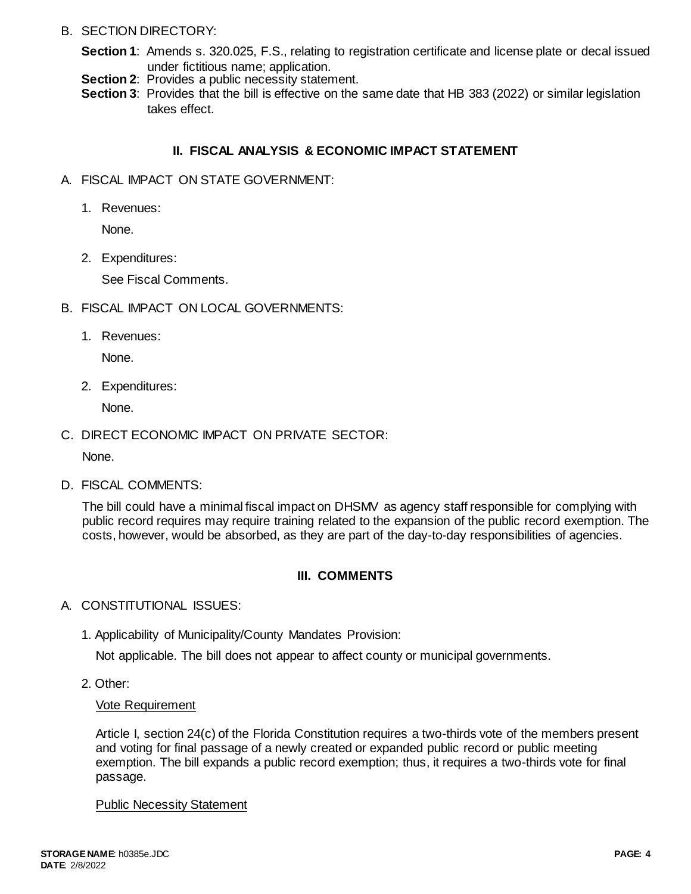B. SECTION DIRECTORY:

**Section 1**: Amends s. 320.025, F.S., relating to registration certificate and license plate or decal issued under fictitious name; application.
**Section 2**: Provides a public necessity statement.
**Section 3**: Provides that the bill is effective on the same date that HB 383 (2022) or similar legislation takes effect.

## II. FISCAL ANALYSIS & ECONOMIC IMPACT STATEMENT

A. FISCAL IMPACT ON STATE GOVERNMENT:

1. Revenues:

   None.

2. Expenditures:

   See Fiscal Comments.

B. FISCAL IMPACT ON LOCAL GOVERNMENTS:

1. Revenues:

   None.

2. Expenditures:

   None.

C. DIRECT ECONOMIC IMPACT ON PRIVATE SECTOR:

None.

D. FISCAL COMMENTS:

The bill could have a minimal fiscal impact on DHSMV as agency staff responsible for complying with public record requires may require training related to the expansion of the public record exemption. The costs, however, would be absorbed, as they are part of the day-to-day responsibilities of agencies.

## III. COMMENTS

A. CONSTITUTIONAL ISSUES:

1. Applicability of Municipality/County Mandates Provision:

   Not applicable. The bill does not appear to affect county or municipal governments.

2. Other:

   Vote Requirement

   Article I, section 24(c) of the Florida Constitution requires a two-thirds vote of the members present and voting for final passage of a newly created or expanded public record or public meeting exemption. The bill expands a public record exemption; thus, it requires a two-thirds vote for final passage.

   Public Necessity Statement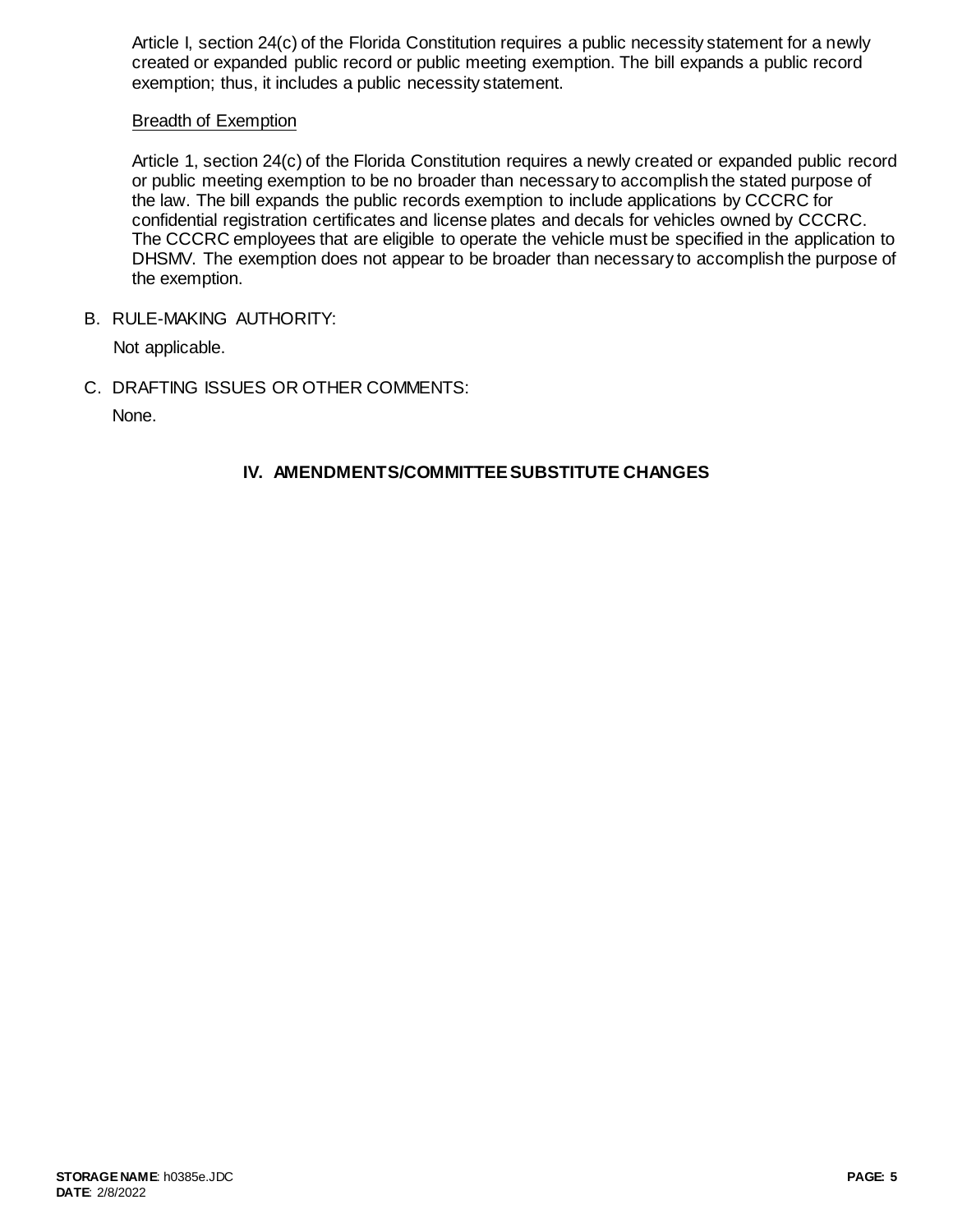Article I, section 24(c) of the Florida Constitution requires a public necessity statement for a newly created or expanded public record or public meeting exemption. The bill expands a public record exemption; thus, it includes a public necessity statement.

Breadth of Exemption

Article 1, section 24(c) of the Florida Constitution requires a newly created or expanded public record or public meeting exemption to be no broader than necessary to accomplish the stated purpose of the law. The bill expands the public records exemption to include applications by CCCRC for confidential registration certificates and license plates and decals for vehicles owned by CCCRC. The CCCRC employees that are eligible to operate the vehicle must be specified in the application to DHSMV. The exemption does not appear to be broader than necessary to accomplish the purpose of the exemption.

B. RULE-MAKING AUTHORITY:

Not applicable.

C. DRAFTING ISSUES OR OTHER COMMENTS:

None.

## IV. AMENDMENTS/COMMITTEE SUBSTITUTE CHANGES